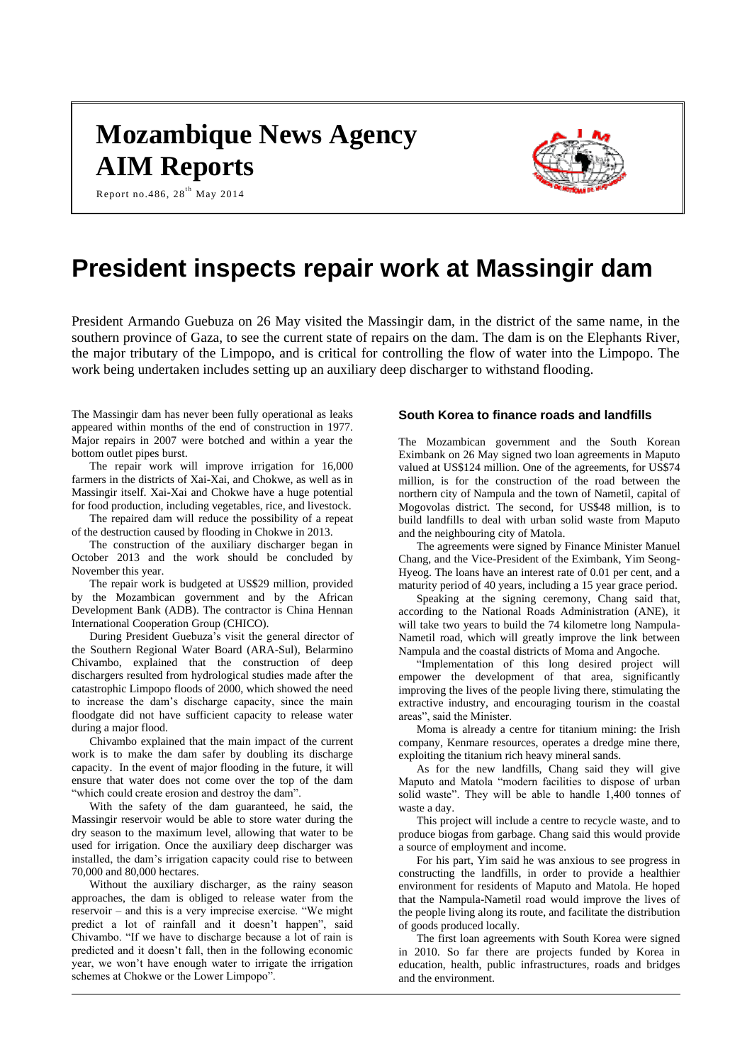# Mozambique News Agency AIM Reports

Report no.486, 28th May 2014

# President inspects repair work at Massingir dam

President Armando Guebuza on 26 May visited the Massingir dam, in the district of the same name, in the southern province of Gaza, to see the current state of repairs on the dam. The dam is on the Elephants River, the major tributary of the Limpopo, and is critical for controlling the flow of water into the Limpopo. The work being undertaken includes setting up an auxiliary deep discharger to withstand flooding.

The Massingir dam has never been fully operational as leaks appeared within months of the end of construction in 1977. Major repairs in 2007 were botched and within a year the bottom outlet pipes burst.

The repair work will improve irrigation for 16,000 farmers in the districts of Xai-Xai, and Chokwe, as well as in Massingir itself. Xai-Xai and Chokwe have a huge potential for food production, including vegetables, rice, and livestock.

The repaired dam will reduce the possibility of a repeat of the destruction caused by flooding in Chokwe in 2013.

The construction of the auxiliary discharger began in October 2013 and the work should be concluded by November this year.

The repair work is budgeted at US$29 million, provided by the Mozambican government and by the African Development Bank (ADB). The contractor is China Hennan International Cooperation Group (CHICO).

During President Guebuza's visit the general director of the Southern Regional Water Board (ARA-Sul), Belarmino Chivambo, explained that the construction of deep dischargers resulted from hydrological studies made after the catastrophic Limpopo floods of 2000, which showed the need to increase the dam's discharge capacity, since the main floodgate did not have sufficient capacity to release water during a major flood.

Chivambo explained that the main impact of the current work is to make the dam safer by doubling its discharge capacity. In the event of major flooding in the future, it will ensure that water does not come over the top of the dam "which could create erosion and destroy the dam".

With the safety of the dam guaranteed, he said, the Massingir reservoir would be able to store water during the dry season to the maximum level, allowing that water to be used for irrigation. Once the auxiliary deep discharger was installed, the dam's irrigation capacity could rise to between 70,000 and 80,000 hectares.

Without the auxiliary discharger, as the rainy season approaches, the dam is obliged to release water from the reservoir – and this is a very imprecise exercise. "We might predict a lot of rainfall and it doesn't happen", said Chivambo. "If we have to discharge because a lot of rain is predicted and it doesn't fall, then in the following economic year, we won't have enough water to irrigate the irrigation schemes at Chokwe or the Lower Limpopo".

### South Korea to finance roads and landfills

The Mozambican government and the South Korean Eximbank on 26 May signed two loan agreements in Maputo valued at US$124 million. One of the agreements, for US$74 million, is for the construction of the road between the northern city of Nampula and the town of Nametil, capital of Mogovolas district. The second, for US$48 million, is to build landfills to deal with urban solid waste from Maputo and the neighbouring city of Matola.

The agreements were signed by Finance Minister Manuel Chang, and the Vice-President of the Eximbank, Yim Seong-Hyeog. The loans have an interest rate of 0.01 per cent, and a maturity period of 40 years, including a 15 year grace period.

Speaking at the signing ceremony, Chang said that, according to the National Roads Administration (ANE), it will take two years to build the 74 kilometre long Nampula-Nametil road, which will greatly improve the link between Nampula and the coastal districts of Moma and Angoche.

"Implementation of this long desired project will empower the development of that area, significantly improving the lives of the people living there, stimulating the extractive industry, and encouraging tourism in the coastal areas", said the Minister.

Moma is already a centre for titanium mining: the Irish company, Kenmare resources, operates a dredge mine there, exploiting the titanium rich heavy mineral sands.

As for the new landfills, Chang said they will give Maputo and Matola "modern facilities to dispose of urban solid waste". They will be able to handle 1,400 tonnes of waste a day.

This project will include a centre to recycle waste, and to produce biogas from garbage. Chang said this would provide a source of employment and income.

For his part, Yim said he was anxious to see progress in constructing the landfills, in order to provide a healthier environment for residents of Maputo and Matola. He hoped that the Nampula-Nametil road would improve the lives of the people living along its route, and facilitate the distribution of goods produced locally.

The first loan agreements with South Korea were signed in 2010. So far there are projects funded by Korea in education, health, public infrastructures, roads and bridges and the environment.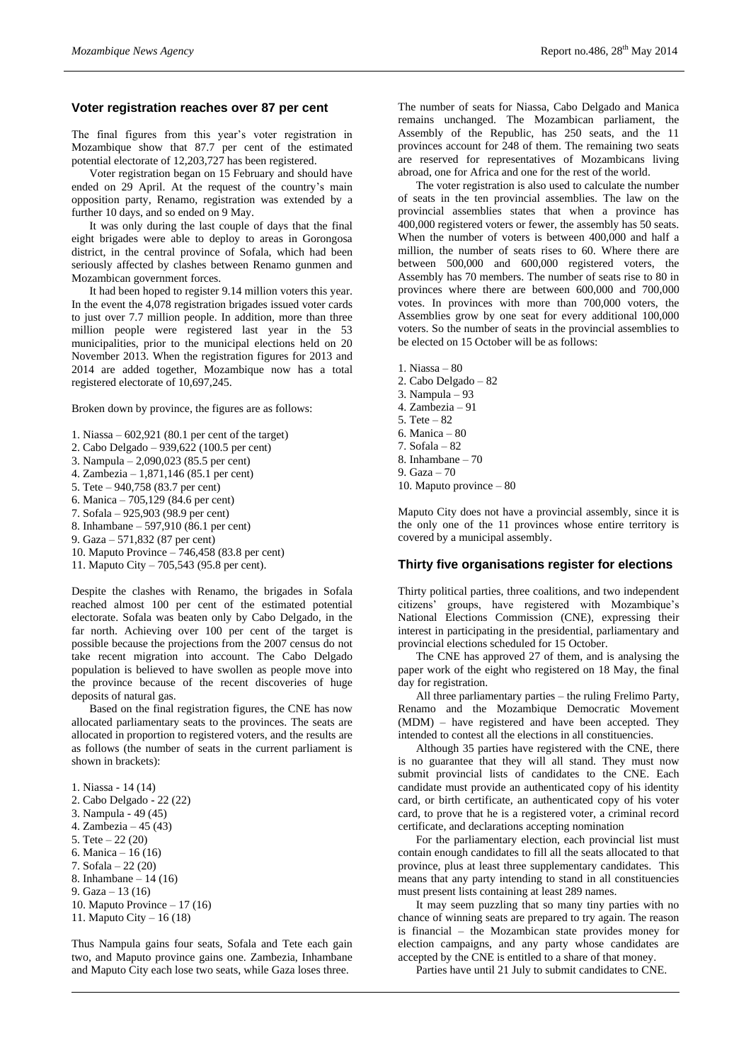## Voter registration reaches over 87 per cent

The final figures from this year's voter registration in Mozambique show that 87.7 per cent of the estimated potential electorate of 12,203,727 has been registered.

Voter registration began on 15 February and should have ended on 29 April. At the request of the country's main opposition party, Renamo, registration was extended by a further 10 days, and so ended on 9 May.

It was only during the last couple of days that the final eight brigades were able to deploy to areas in Gorongosa district, in the central province of Sofala, which had been seriously affected by clashes between Renamo gunmen and Mozambican government forces.

It had been hoped to register 9.14 million voters this year. In the event the 4,078 registration brigades issued voter cards to just over 7.7 million people. In addition, more than three million people were registered last year in the 53 municipalities, prior to the municipal elections held on 20 November 2013. When the registration figures for 2013 and 2014 are added together, Mozambique now has a total registered electorate of 10,697,245.

Broken down by province, the figures are as follows:

1. Niassa – 602,921 (80.1 per cent of the target)
2. Cabo Delgado – 939,622 (100.5 per cent)
3. Nampula – 2,090,023 (85.5 per cent)
4. Zambezia – 1,871,146 (85.1 per cent)
5. Tete – 940,758 (83.7 per cent)
6. Manica – 705,129 (84.6 per cent)
7. Sofala – 925,903 (98.9 per cent)
8. Inhambane – 597,910 (86.1 per cent)
9. Gaza – 571,832 (87 per cent)
10. Maputo Province – 746,458 (83.8 per cent)
11. Maputo City – 705,543 (95.8 per cent).

Despite the clashes with Renamo, the brigades in Sofala reached almost 100 per cent of the estimated potential electorate. Sofala was beaten only by Cabo Delgado, in the far north. Achieving over 100 per cent of the target is possible because the projections from the 2007 census do not take recent migration into account. The Cabo Delgado population is believed to have swollen as people move into the province because of the recent discoveries of huge deposits of natural gas.

Based on the final registration figures, the CNE has now allocated parliamentary seats to the provinces. The seats are allocated in proportion to registered voters, and the results are as follows (the number of seats in the current parliament is shown in brackets):

1. Niassa - 14 (14)
2. Cabo Delgado - 22 (22)
3. Nampula - 49 (45)
4. Zambezia – 45 (43)
5. Tete – 22 (20)
6. Manica – 16 (16)
7. Sofala – 22 (20)
8. Inhambane – 14 (16)
9. Gaza – 13 (16)
10. Maputo Province – 17 (16)
11. Maputo City – 16 (18)

Thus Nampula gains four seats, Sofala and Tete each gain two, and Maputo province gains one. Zambezia, Inhambane and Maputo City each lose two seats, while Gaza loses three.

The number of seats for Niassa, Cabo Delgado and Manica remains unchanged. The Mozambican parliament, the Assembly of the Republic, has 250 seats, and the 11 provinces account for 248 of them. The remaining two seats are reserved for representatives of Mozambicans living abroad, one for Africa and one for the rest of the world.

The voter registration is also used to calculate the number of seats in the ten provincial assemblies. The law on the provincial assemblies states that when a province has 400,000 registered voters or fewer, the assembly has 50 seats. When the number of voters is between 400,000 and half a million, the number of seats rises to 60. Where there are between 500,000 and 600,000 registered voters, the Assembly has 70 members. The number of seats rise to 80 in provinces where there are between 600,000 and 700,000 votes. In provinces with more than 700,000 voters, the Assemblies grow by one seat for every additional 100,000 voters. So the number of seats in the provincial assemblies to be elected on 15 October will be as follows:

1. Niassa – 80
2. Cabo Delgado – 82
3. Nampula – 93
4. Zambezia – 91
5. Tete – 82
6. Manica – 80
7. Sofala – 82
8. Inhambane – 70
9. Gaza – 70
10. Maputo province – 80

Maputo City does not have a provincial assembly, since it is the only one of the 11 provinces whose entire territory is covered by a municipal assembly.

## Thirty five organisations register for elections

Thirty political parties, three coalitions, and two independent citizens' groups, have registered with Mozambique's National Elections Commission (CNE), expressing their interest in participating in the presidential, parliamentary and provincial elections scheduled for 15 October.

The CNE has approved 27 of them, and is analysing the paper work of the eight who registered on 18 May, the final day for registration.

All three parliamentary parties – the ruling Frelimo Party, Renamo and the Mozambique Democratic Movement (MDM) – have registered and have been accepted. They intended to contest all the elections in all constituencies.

Although 35 parties have registered with the CNE, there is no guarantee that they will all stand. They must now submit provincial lists of candidates to the CNE. Each candidate must provide an authenticated copy of his identity card, or birth certificate, an authenticated copy of his voter card, to prove that he is a registered voter, a criminal record certificate, and declarations accepting nomination

For the parliamentary election, each provincial list must contain enough candidates to fill all the seats allocated to that province, plus at least three supplementary candidates. This means that any party intending to stand in all constituencies must present lists containing at least 289 names.

It may seem puzzling that so many tiny parties with no chance of winning seats are prepared to try again. The reason is financial – the Mozambican state provides money for election campaigns, and any party whose candidates are accepted by the CNE is entitled to a share of that money.

Parties have until 21 July to submit candidates to CNE.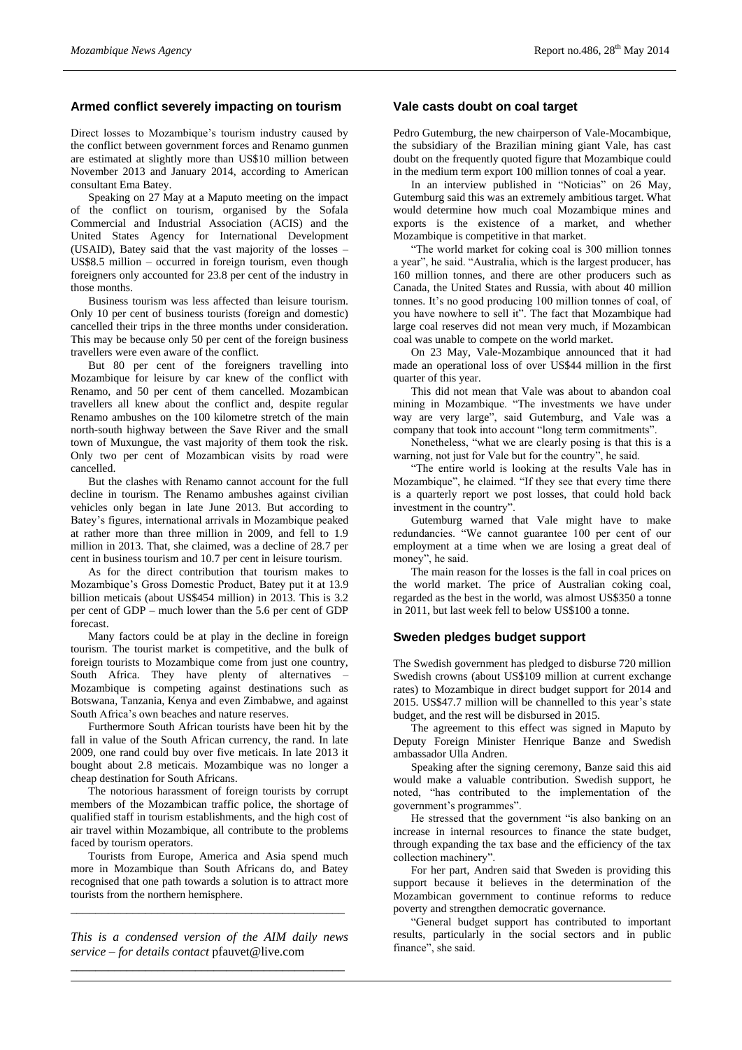## Armed conflict severely impacting on tourism

Direct losses to Mozambique's tourism industry caused by the conflict between government forces and Renamo gunmen are estimated at slightly more than US$10 million between November 2013 and January 2014, according to American consultant Ema Batey.

Speaking on 27 May at a Maputo meeting on the impact of the conflict on tourism, organised by the Sofala Commercial and Industrial Association (ACIS) and the United States Agency for International Development (USAID), Batey said that the vast majority of the losses – US$8.5 million – occurred in foreign tourism, even though foreigners only accounted for 23.8 per cent of the industry in those months.

Business tourism was less affected than leisure tourism. Only 10 per cent of business tourists (foreign and domestic) cancelled their trips in the three months under consideration. This may be because only 50 per cent of the foreign business travellers were even aware of the conflict.

But 80 per cent of the foreigners travelling into Mozambique for leisure by car knew of the conflict with Renamo, and 50 per cent of them cancelled. Mozambican travellers all knew about the conflict and, despite regular Renamo ambushes on the 100 kilometre stretch of the main north-south highway between the Save River and the small town of Muxungue, the vast majority of them took the risk. Only two per cent of Mozambican visits by road were cancelled.

But the clashes with Renamo cannot account for the full decline in tourism. The Renamo ambushes against civilian vehicles only began in late June 2013. But according to Batey's figures, international arrivals in Mozambique peaked at rather more than three million in 2009, and fell to 1.9 million in 2013. That, she claimed, was a decline of 28.7 per cent in business tourism and 10.7 per cent in leisure tourism.

As for the direct contribution that tourism makes to Mozambique's Gross Domestic Product, Batey put it at 13.9 billion meticais (about US$454 million) in 2013. This is 3.2 per cent of GDP – much lower than the 5.6 per cent of GDP forecast.

Many factors could be at play in the decline in foreign tourism. The tourist market is competitive, and the bulk of foreign tourists to Mozambique come from just one country, South Africa. They have plenty of alternatives – Mozambique is competing against destinations such as Botswana, Tanzania, Kenya and even Zimbabwe, and against South Africa's own beaches and nature reserves.

Furthermore South African tourists have been hit by the fall in value of the South African currency, the rand. In late 2009, one rand could buy over five meticais. In late 2013 it bought about 2.8 meticais. Mozambique was no longer a cheap destination for South Africans.

The notorious harassment of foreign tourists by corrupt members of the Mozambican traffic police, the shortage of qualified staff in tourism establishments, and the high cost of air travel within Mozambique, all contribute to the problems faced by tourism operators.

Tourists from Europe, America and Asia spend much more in Mozambique than South Africans do, and Batey recognised that one path towards a solution is to attract more tourists from the northern hemisphere.

---

*This is a condensed version of the AIM daily news service – for details contact* pfauvet@live.com

---

## Vale casts doubt on coal target

Pedro Gutemburg, the new chairperson of Vale-Mocambique, the subsidiary of the Brazilian mining giant Vale, has cast doubt on the frequently quoted figure that Mozambique could in the medium term export 100 million tonnes of coal a year.

In an interview published in "Noticias" on 26 May, Gutemburg said this was an extremely ambitious target. What would determine how much coal Mozambique mines and exports is the existence of a market, and whether Mozambique is competitive in that market.

"The world market for coking coal is 300 million tonnes a year", he said. "Australia, which is the largest producer, has 160 million tonnes, and there are other producers such as Canada, the United States and Russia, with about 40 million tonnes. It's no good producing 100 million tonnes of coal, if you have nowhere to sell it". The fact that Mozambique had large coal reserves did not mean very much, if Mozambican coal was unable to compete on the world market.

On 23 May, Vale-Mozambique announced that it had made an operational loss of over US$44 million in the first quarter of this year.

This did not mean that Vale was about to abandon coal mining in Mozambique. "The investments we have under way are very large", said Gutemburg, and Vale was a company that took into account "long term commitments".

Nonetheless, "what we are clearly posing is that this is a warning, not just for Vale but for the country", he said.

"The entire world is looking at the results Vale has in Mozambique", he claimed. "If they see that every time there is a quarterly report we post losses, that could hold back investment in the country".

Gutemburg warned that Vale might have to make redundancies. "We cannot guarantee 100 per cent of our employment at a time when we are losing a great deal of money", he said.

The main reason for the losses is the fall in coal prices on the world market. The price of Australian coking coal, regarded as the best in the world, was almost US$350 a tonne in 2011, but last week fell to below US$100 a tonne.

## Sweden pledges budget support

The Swedish government has pledged to disburse 720 million Swedish crowns (about US$109 million at current exchange rates) to Mozambique in direct budget support for 2014 and 2015. US$47.7 million will be channelled to this year's state budget, and the rest will be disbursed in 2015.

The agreement to this effect was signed in Maputo by Deputy Foreign Minister Henrique Banze and Swedish ambassador Ulla Andren.

Speaking after the signing ceremony, Banze said this aid would make a valuable contribution. Swedish support, he noted, "has contributed to the implementation of the government's programmes".

He stressed that the government "is also banking on an increase in internal resources to finance the state budget, through expanding the tax base and the efficiency of the tax collection machinery".

For her part, Andren said that Sweden is providing this support because it believes in the determination of the Mozambican government to continue reforms to reduce poverty and strengthen democratic governance.

"General budget support has contributed to important results, particularly in the social sectors and in public finance", she said.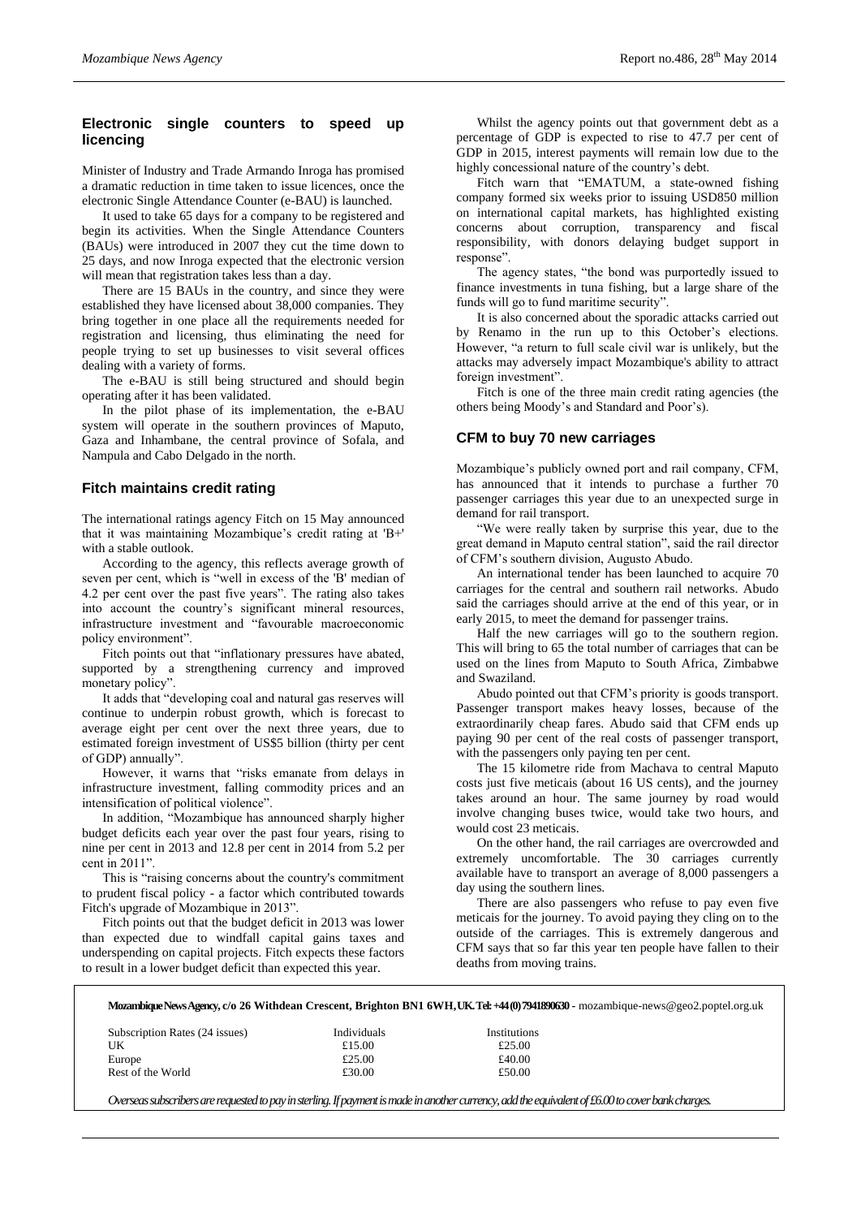## Electronic single counters to speed up licencing

Minister of Industry and Trade Armando Inroga has promised a dramatic reduction in time taken to issue licences, once the electronic Single Attendance Counter (e-BAU) is launched.

It used to take 65 days for a company to be registered and begin its activities. When the Single Attendance Counters (BAUs) were introduced in 2007 they cut the time down to 25 days, and now Inroga expected that the electronic version will mean that registration takes less than a day.

There are 15 BAUs in the country, and since they were established they have licensed about 38,000 companies. They bring together in one place all the requirements needed for registration and licensing, thus eliminating the need for people trying to set up businesses to visit several offices dealing with a variety of forms.

The e-BAU is still being structured and should begin operating after it has been validated.

In the pilot phase of its implementation, the e-BAU system will operate in the southern provinces of Maputo, Gaza and Inhambane, the central province of Sofala, and Nampula and Cabo Delgado in the north.

## Fitch maintains credit rating

The international ratings agency Fitch on 15 May announced that it was maintaining Mozambique's credit rating at 'B+' with a stable outlook.

According to the agency, this reflects average growth of seven per cent, which is "well in excess of the 'B' median of 4.2 per cent over the past five years". The rating also takes into account the country's significant mineral resources, infrastructure investment and "favourable macroeconomic policy environment".

Fitch points out that "inflationary pressures have abated, supported by a strengthening currency and improved monetary policy".

It adds that "developing coal and natural gas reserves will continue to underpin robust growth, which is forecast to average eight per cent over the next three years, due to estimated foreign investment of US$5 billion (thirty per cent of GDP) annually".

However, it warns that "risks emanate from delays in infrastructure investment, falling commodity prices and an intensification of political violence".

In addition, "Mozambique has announced sharply higher budget deficits each year over the past four years, rising to nine per cent in 2013 and 12.8 per cent in 2014 from 5.2 per cent in 2011".

This is "raising concerns about the country's commitment to prudent fiscal policy - a factor which contributed towards Fitch's upgrade of Mozambique in 2013".

Fitch points out that the budget deficit in 2013 was lower than expected due to windfall capital gains taxes and underspending on capital projects. Fitch expects these factors to result in a lower budget deficit than expected this year.

Whilst the agency points out that government debt as a percentage of GDP is expected to rise to 47.7 per cent of GDP in 2015, interest payments will remain low due to the highly concessional nature of the country's debt.

Fitch warn that "EMATUM, a state-owned fishing company formed six weeks prior to issuing USD850 million on international capital markets, has highlighted existing concerns about corruption, transparency and fiscal responsibility, with donors delaying budget support in response".

The agency states, "the bond was purportedly issued to finance investments in tuna fishing, but a large share of the funds will go to fund maritime security".

It is also concerned about the sporadic attacks carried out by Renamo in the run up to this October's elections. However, "a return to full scale civil war is unlikely, but the attacks may adversely impact Mozambique's ability to attract foreign investment".

Fitch is one of the three main credit rating agencies (the others being Moody's and Standard and Poor's).

## CFM to buy 70 new carriages

Mozambique's publicly owned port and rail company, CFM, has announced that it intends to purchase a further 70 passenger carriages this year due to an unexpected surge in demand for rail transport.

"We were really taken by surprise this year, due to the great demand in Maputo central station", said the rail director of CFM's southern division, Augusto Abudo.

An international tender has been launched to acquire 70 carriages for the central and southern rail networks. Abudo said the carriages should arrive at the end of this year, or in early 2015, to meet the demand for passenger trains.

Half the new carriages will go to the southern region. This will bring to 65 the total number of carriages that can be used on the lines from Maputo to South Africa, Zimbabwe and Swaziland.

Abudo pointed out that CFM's priority is goods transport. Passenger transport makes heavy losses, because of the extraordinarily cheap fares. Abudo said that CFM ends up paying 90 per cent of the real costs of passenger transport, with the passengers only paying ten per cent.

The 15 kilometre ride from Machava to central Maputo costs just five meticais (about 16 US cents), and the journey takes around an hour. The same journey by road would involve changing buses twice, would take two hours, and would cost 23 meticais.

On the other hand, the rail carriages are overcrowded and extremely uncomfortable. The 30 carriages currently available have to transport an average of 8,000 passengers a day using the southern lines.

There are also passengers who refuse to pay even five meticais for the journey. To avoid paying they cling on to the outside of the carriages. This is extremely dangerous and CFM says that so far this year ten people have fallen to their deaths from moving trains.

---

**Mozambique News Agency, c/o 26 Withdean Crescent, Brighton BN1 6WH, UK. Tel: +44 (0) 7941890630 -** mozambique-news@geo2.poptel.org.uk

| Subscription Rates (24 issues) | Individuals | Institutions |
|---|---|---|
| UK | £15.00 | £25.00 |
| Europe | £25.00 | £40.00 |
| Rest of the World | £30.00 | £50.00 |

*Overseas subscribers are requested to pay in sterling. If payment is made in another currency, add the equivalent of £6.00 to cover bank charges.*